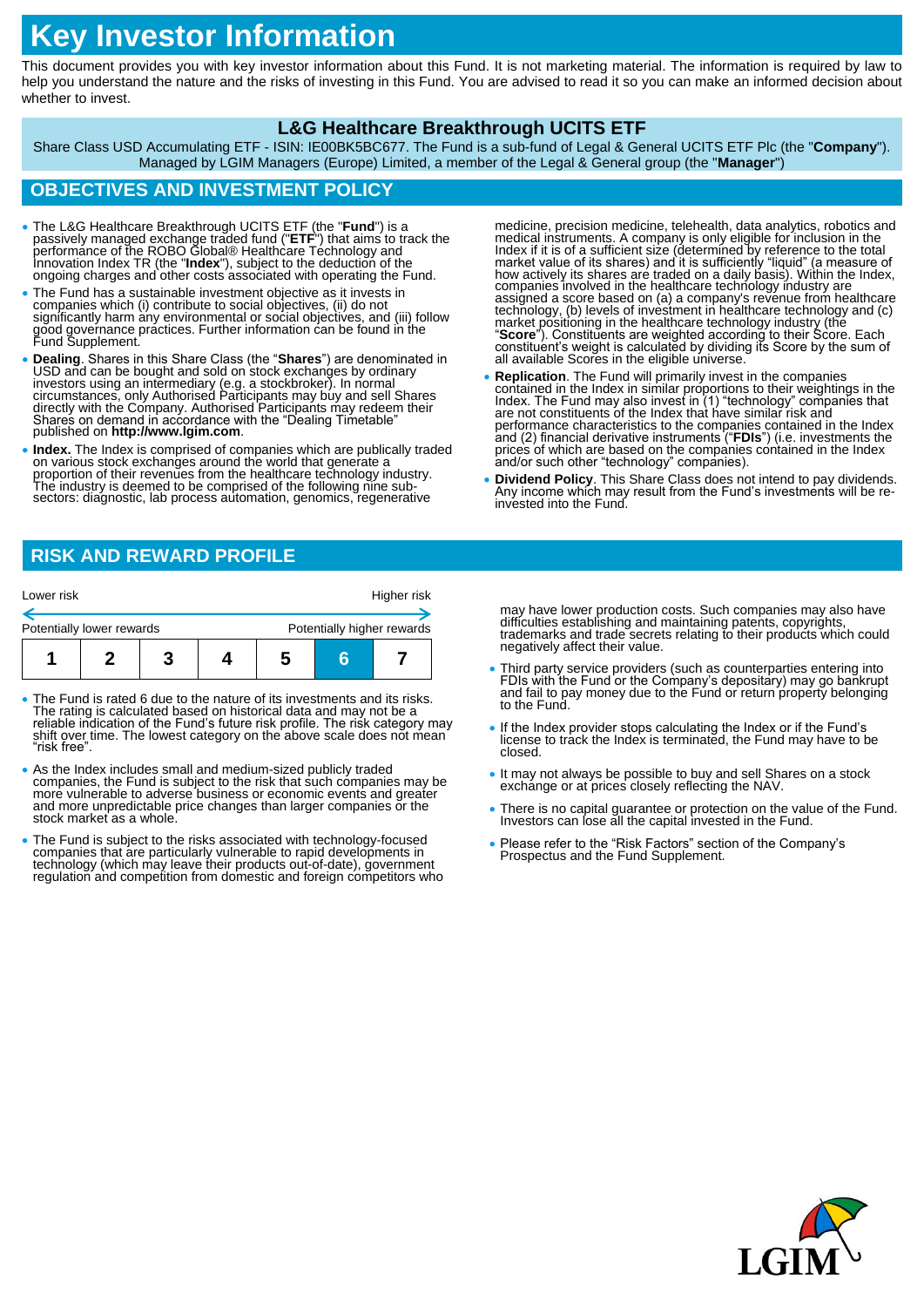# Key Investor Information

This document provides you with key investor information about this Fund. It is not marketing material. The information is required by law to help you understand the nature and the risks of investing in this Fund. You are advised to read it so you can make an informed decision about whether to invest.

## L&G Healthcare Breakthrough UCITS ETF

Share Class USD Accumulating ETF - ISIN: IE00BK5BC677. The Fund is a sub-fund of Legal & General UCITS ETF Plc (the "**Company**"). Managed by LGIM Managers (Europe) Limited, a member of the Legal & General group (the "**Manager**")

## OBJECTIVES AND INVESTMENT POLICY

- The L&G Healthcare Breakthrough UCITS ETF (the "**Fund**") is a passively managed exchange traded fund ("**ETF**") that aims to track the performance of the ROBO Global® Healthcare Technology and Innovation Index TR (the "**Index**"), subject to the deduction of the ongoing charges and other costs associated with operating the Fund.
- The Fund has a sustainable investment objective as it invests in companies which (i) contribute to social objectives, (ii) do not significantly harm any environmental or social objectives, and (iii) follow good governance practices. Further information can be found in the Fund Supplement.
- **Dealing**. Shares in this Share Class (the "**Shares**") are denominated in USD and can be bought and sold on stock exchanges by ordinary investors using an intermediary (e.g. a stockbroker). In normal circumstances, only Authorised Participants may buy and sell Shares directly with the Company. Authorised Participants may redeem their Shares on demand in accordance with the "Dealing Timetable" published on **http://www.lgim.com**.
- **Index.** The Index is comprised of companies which are publically traded on various stock exchanges around the world that generate a proportion of their revenues from the healthcare technology industry. The industry is deemed to be comprised of the following nine sub-sectors: diagnostic, lab process automation, genomics, regenerative medicine, precision medicine, telehealth, data analytics, robotics and medical instruments. A company is only eligible for inclusion in the Index if it is of a sufficient size (determined by reference to the total market value of its shares) and it is sufficiently "liquid" (a measure of how actively its shares are traded on a daily basis). Within the Index, companies involved in the healthcare technology industry are assigned a score based on (a) a company's revenue from healthcare technology, (b) levels of investment in healthcare technology and (c) market positioning in the healthcare technology industry (the "**Score**"). Constituents are weighted according to their Score. Each constituent's weight is calculated by dividing its Score by the sum of all available Scores in the eligible universe.
- **Replication**. The Fund will primarily invest in the companies contained in the Index in similar proportions to their weightings in the Index. The Fund may also invest in (1) "technology" companies that are not constituents of the Index that have similar risk and performance characteristics to the companies contained in the Index and (2) financial derivative instruments ("**FDIs**") (i.e. investments the prices of which are based on the companies contained in the Index and/or such other "technology" companies).
- **Dividend Policy**. This Share Class does not intend to pay dividends. Any income which may result from the Fund's investments will be re-invested into the Fund.

## RISK AND REWARD PROFILE

Lower risk ← → Higher risk

Potentially lower rewards ← → Potentially higher rewards

| 1 | 2 | 3 | 4 | 5 | **6** | 7 |
|---|---|---|---|---|---|---|

- The Fund is rated 6 due to the nature of its investments and its risks. The rating is calculated based on historical data and may not be a reliable indication of the Fund's future risk profile. The risk category may shift over time. The lowest category on the above scale does not mean "risk free".
- As the Index includes small and medium-sized publicly traded companies, the Fund is subject to the risk that such companies may be more vulnerable to adverse business or economic events and greater and more unpredictable price changes than larger companies or the stock market as a whole.
- The Fund is subject to the risks associated with technology-focused companies that are particularly vulnerable to rapid developments in technology (which may leave their products out-of-date), government regulation and competition from domestic and foreign competitors who may have lower production costs. Such companies may also have difficulties establishing and maintaining patents, copyrights, trademarks and trade secrets relating to their products which could negatively affect their value.
- Third party service providers (such as counterparties entering into FDIs with the Fund or the Company's depositary) may go bankrupt and fail to pay money due to the Fund or return property belonging to the Fund.
- If the Index provider stops calculating the Index or if the Fund's license to track the Index is terminated, the Fund may have to be closed.
- It may not always be possible to buy and sell Shares on a stock exchange or at prices closely reflecting the NAV.
- There is no capital guarantee or protection on the value of the Fund. Investors can lose all the capital invested in the Fund.
- Please refer to the "Risk Factors" section of the Company's Prospectus and the Fund Supplement.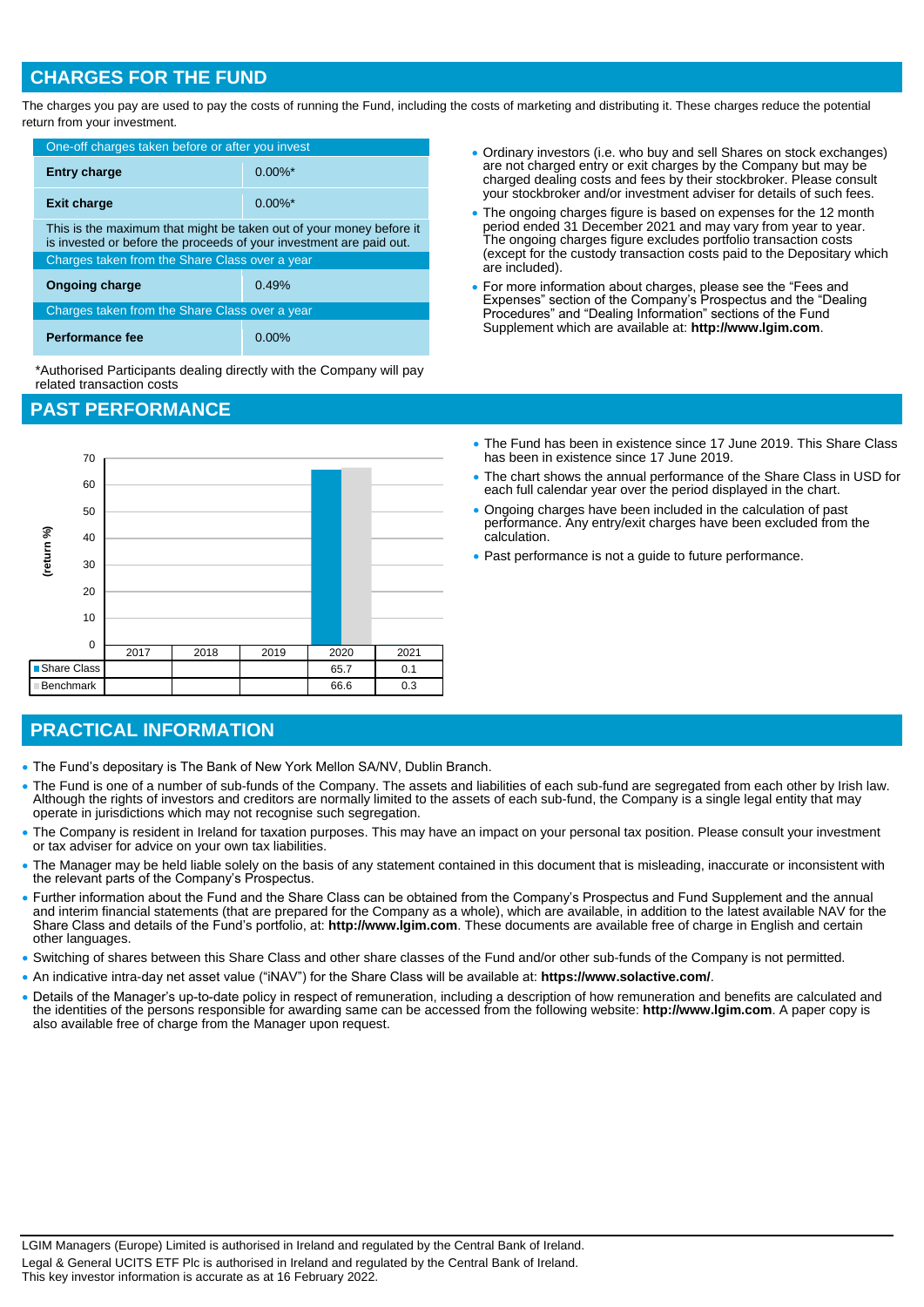## CHARGES FOR THE FUND

The charges you pay are used to pay the costs of running the Fund, including the costs of marketing and distributing it. These charges reduce the potential return from your investment.

| One-off charges taken before or after you invest | |
|---|---|
| **Entry charge** | 0.00%* |
| **Exit charge** | 0.00%* |
| This is the maximum that might be taken out of your money before it is invested or before the proceeds of your investment are paid out. | |
| Charges taken from the Share Class over a year | |
| **Ongoing charge** | 0.49% |
| Charges taken from the Share Class over a year | |
| **Performance fee** | 0.00% |

*Authorised Participants dealing directly with the Company will pay related transaction costs

- Ordinary investors (i.e. who buy and sell Shares on stock exchanges) are not charged entry or exit charges by the Company but may be charged dealing costs and fees by their stockbroker. Please consult your stockbroker and/or investment adviser for details of such fees.
- The ongoing charges figure is based on expenses for the 12 month period ended 31 December 2021 and may vary from year to year. The ongoing charges figure excludes portfolio transaction costs (except for the custody transaction costs paid to the Depositary which are included).
- For more information about charges, please see the “Fees and Expenses” section of the Company’s Prospectus and the “Dealing Procedures” and “Dealing Information” sections of the Fund Supplement which are available at: **http://www.lgim.com**.

## PAST PERFORMANCE

(return %)

70
60
50
40
30
20
10
0

2017 2018 2019 2020 2021

Share Class: 2020: 65.7; 2021: 0.1

Benchmark: 2020: 66.6; 2021: 0.3

- The Fund has been in existence since 17 June 2019. This Share Class has been in existence since 17 June 2019.
- The chart shows the annual performance of the Share Class in USD for each full calendar year over the period displayed in the chart.
- Ongoing charges have been included in the calculation of past performance. Any entry/exit charges have been excluded from the calculation.
- Past performance is not a guide to future performance.

## PRACTICAL INFORMATION

- The Fund’s depositary is The Bank of New York Mellon SA/NV, Dublin Branch.
- The Fund is one of a number of sub-funds of the Company. The assets and liabilities of each sub-fund are segregated from each other by Irish law. Although the rights of investors and creditors are normally limited to the assets of each sub-fund, the Company is a single legal entity that may operate in jurisdictions which may not recognise such segregation.
- The Company is resident in Ireland for taxation purposes. This may have an impact on your personal tax position. Please consult your investment or tax adviser for advice on your own tax liabilities.
- The Manager may be held liable solely on the basis of any statement contained in this document that is misleading, inaccurate or inconsistent with the relevant parts of the Company’s Prospectus.
- Further information about the Fund and the Share Class can be obtained from the Company’s Prospectus and Fund Supplement and the annual and interim financial statements (that are prepared for the Company as a whole), which are available, in addition to the latest available NAV for the Share Class and details of the Fund’s portfolio, at: **http://www.lgim.com**. These documents are available free of charge in English and certain other languages.
- Switching of shares between this Share Class and other share classes of the Fund and/or other sub-funds of the Company is not permitted.
- An indicative intra-day net asset value (“iNAV”) for the Share Class will be available at: **https://www.solactive.com/**.
- Details of the Manager’s up-to-date policy in respect of remuneration, including a description of how remuneration and benefits are calculated and the identities of the persons responsible for awarding same can be accessed from the following website: **http://www.lgim.com**. A paper copy is also available free of charge from the Manager upon request.

LGIM Managers (Europe) Limited is authorised in Ireland and regulated by the Central Bank of Ireland.
Legal & General UCITS ETF Plc is authorised in Ireland and regulated by the Central Bank of Ireland.
This key investor information is accurate as at 16 February 2022.